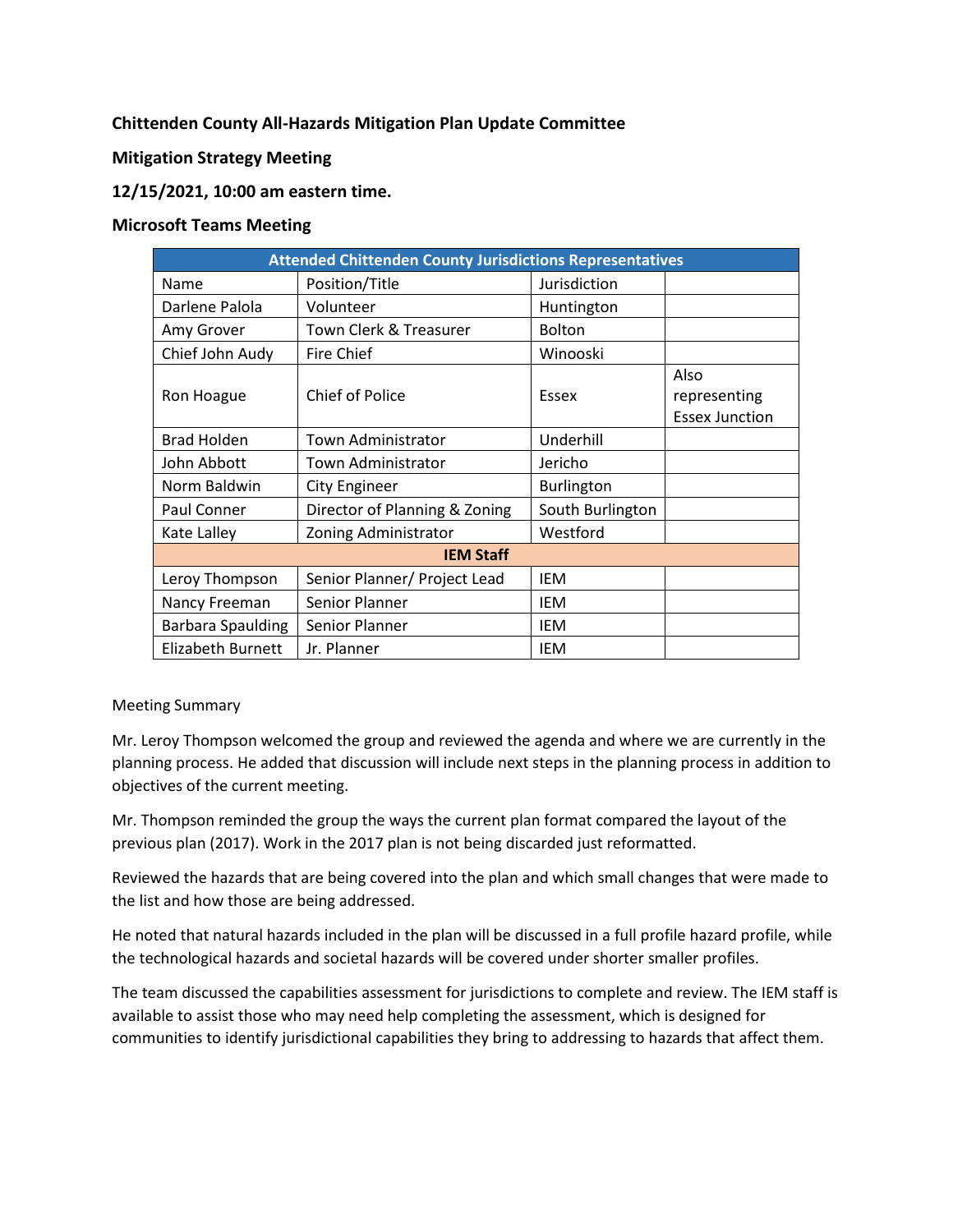**Chittenden County All-Hazards Mitigation Plan Update Committee**

**Mitigation Strategy Meeting**

**12/15/2021, 10:00 am eastern time.**

**Microsoft Teams Meeting**

| Attended Chittenden County Jurisdictions Representatives | | | |
|---|---|---|---|
| Name | Position/Title | Jurisdiction | |
| Darlene Palola | Volunteer | Huntington | |
| Amy Grover | Town Clerk & Treasurer | Bolton | |
| Chief John Audy | Fire Chief | Winooski | |
| Ron Hoague | Chief of Police | Essex | Also representing Essex Junction |
| Brad Holden | Town Administrator | Underhill | |
| John Abbott | Town Administrator | Jericho | |
| Norm Baldwin | City Engineer | Burlington | |
| Paul Conner | Director of Planning & Zoning | South Burlington | |
| Kate Lalley | Zoning Administrator | Westford | |
| **IEM Staff** | | | |
| Leroy Thompson | Senior Planner/ Project Lead | IEM | |
| Nancy Freeman | Senior Planner | IEM | |
| Barbara Spaulding | Senior Planner | IEM | |
| Elizabeth Burnett | Jr. Planner | IEM | |

Meeting Summary

Mr. Leroy Thompson welcomed the group and reviewed the agenda and where we are currently in the planning process. He added that discussion will include next steps in the planning process in addition to objectives of the current meeting.

Mr. Thompson reminded the group the ways the current plan format compared the layout of the previous plan (2017). Work in the 2017 plan is not being discarded just reformatted.

Reviewed the hazards that are being covered into the plan and which small changes that were made to the list and how those are being addressed.

He noted that natural hazards included in the plan will be discussed in a full profile hazard profile, while the technological hazards and societal hazards will be covered under shorter smaller profiles.

The team discussed the capabilities assessment for jurisdictions to complete and review. The IEM staff is available to assist those who may need help completing the assessment, which is designed for communities to identify jurisdictional capabilities they bring to addressing to hazards that affect them.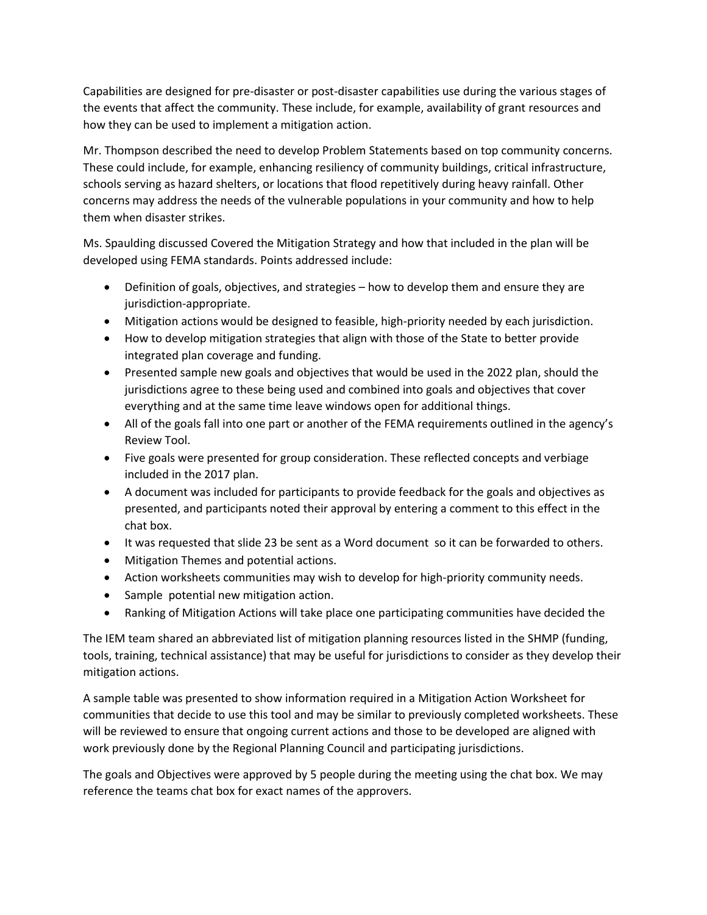Capabilities are designed for pre-disaster or post-disaster capabilities use during the various stages of the events that affect the community. These include, for example, availability of grant resources and how they can be used to implement a mitigation action.

Mr. Thompson described the need to develop Problem Statements based on top community concerns. These could include, for example, enhancing resiliency of community buildings, critical infrastructure, schools serving as hazard shelters, or locations that flood repetitively during heavy rainfall. Other concerns may address the needs of the vulnerable populations in your community and how to help them when disaster strikes.

Ms. Spaulding discussed Covered the Mitigation Strategy and how that included in the plan will be developed using FEMA standards. Points addressed include:

- Definition of goals, objectives, and strategies – how to develop them and ensure they are jurisdiction-appropriate.
- Mitigation actions would be designed to feasible, high-priority needed by each jurisdiction.
- How to develop mitigation strategies that align with those of the State to better provide integrated plan coverage and funding.
- Presented sample new goals and objectives that would be used in the 2022 plan, should the jurisdictions agree to these being used and combined into goals and objectives that cover everything and at the same time leave windows open for additional things.
- All of the goals fall into one part or another of the FEMA requirements outlined in the agency's Review Tool.
- Five goals were presented for group consideration. These reflected concepts and verbiage included in the 2017 plan.
- A document was included for participants to provide feedback for the goals and objectives as presented, and participants noted their approval by entering a comment to this effect in the chat box.
- It was requested that slide 23 be sent as a Word document so it can be forwarded to others.
- Mitigation Themes and potential actions.
- Action worksheets communities may wish to develop for high-priority community needs.
- Sample potential new mitigation action.
- Ranking of Mitigation Actions will take place one participating communities have decided the

The IEM team shared an abbreviated list of mitigation planning resources listed in the SHMP (funding, tools, training, technical assistance) that may be useful for jurisdictions to consider as they develop their mitigation actions.

A sample table was presented to show information required in a Mitigation Action Worksheet for communities that decide to use this tool and may be similar to previously completed worksheets. These will be reviewed to ensure that ongoing current actions and those to be developed are aligned with work previously done by the Regional Planning Council and participating jurisdictions.

The goals and Objectives were approved by 5 people during the meeting using the chat box. We may reference the teams chat box for exact names of the approvers.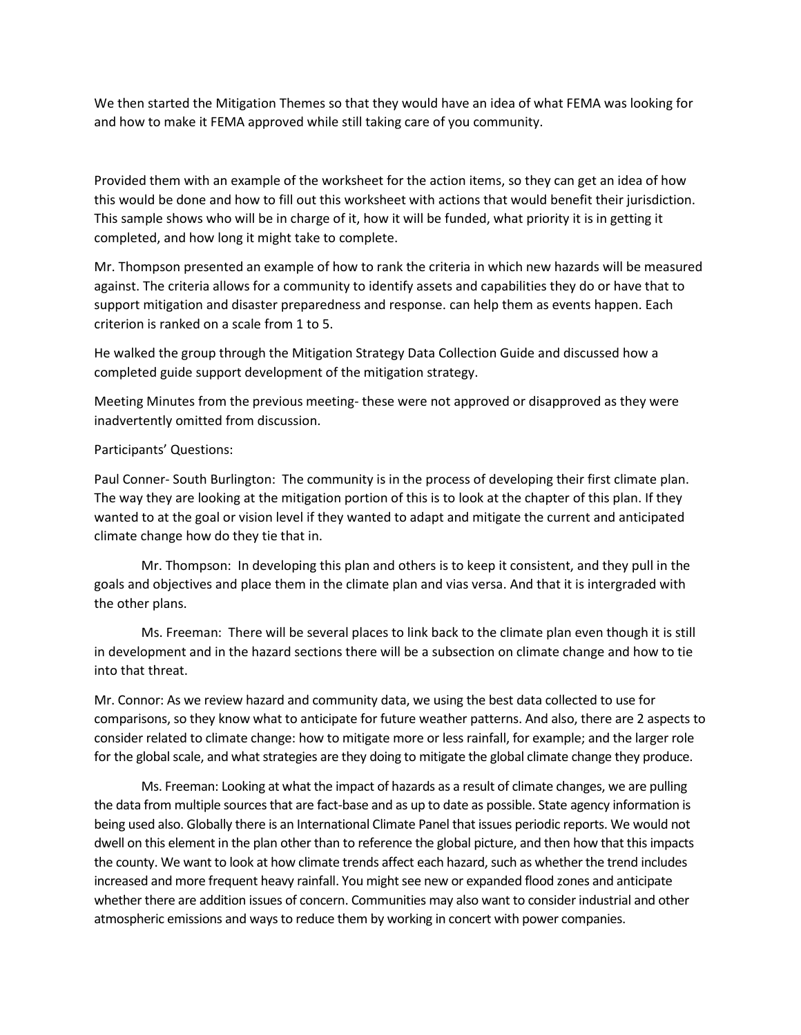We then started the Mitigation Themes so that they would have an idea of what FEMA was looking for and how to make it FEMA approved while still taking care of you community.

Provided them with an example of the worksheet for the action items, so they can get an idea of how this would be done and how to fill out this worksheet with actions that would benefit their jurisdiction. This sample shows who will be in charge of it, how it will be funded, what priority it is in getting it completed, and how long it might take to complete.

Mr. Thompson presented an example of how to rank the criteria in which new hazards will be measured against. The criteria allows for a community to identify assets and capabilities they do or have that to support mitigation and disaster preparedness and response. can help them as events happen. Each criterion is ranked on a scale from 1 to 5.

He walked the group through the Mitigation Strategy Data Collection Guide and discussed how a completed guide support development of the mitigation strategy.

Meeting Minutes from the previous meeting- these were not approved or disapproved as they were inadvertently omitted from discussion.

Participants' Questions:

Paul Conner- South Burlington: The community is in the process of developing their first climate plan. The way they are looking at the mitigation portion of this is to look at the chapter of this plan. If they wanted to at the goal or vision level if they wanted to adapt and mitigate the current and anticipated climate change how do they tie that in.

Mr. Thompson: In developing this plan and others is to keep it consistent, and they pull in the goals and objectives and place them in the climate plan and vias versa. And that it is intergraded with the other plans.

Ms. Freeman: There will be several places to link back to the climate plan even though it is still in development and in the hazard sections there will be a subsection on climate change and how to tie into that threat.

Mr. Connor: As we review hazard and community data, we using the best data collected to use for comparisons, so they know what to anticipate for future weather patterns. And also, there are 2 aspects to consider related to climate change: how to mitigate more or less rainfall, for example; and the larger role for the global scale, and what strategies are they doing to mitigate the global climate change they produce.

Ms. Freeman: Looking at what the impact of hazards as a result of climate changes, we are pulling the data from multiple sources that are fact-base and as up to date as possible. State agency information is being used also. Globally there is an International Climate Panel that issues periodic reports. We would not dwell on this element in the plan other than to reference the global picture, and then how that this impacts the county. We want to look at how climate trends affect each hazard, such as whether the trend includes increased and more frequent heavy rainfall. You might see new or expanded flood zones and anticipate whether there are addition issues of concern. Communities may also want to consider industrial and other atmospheric emissions and ways to reduce them by working in concert with power companies.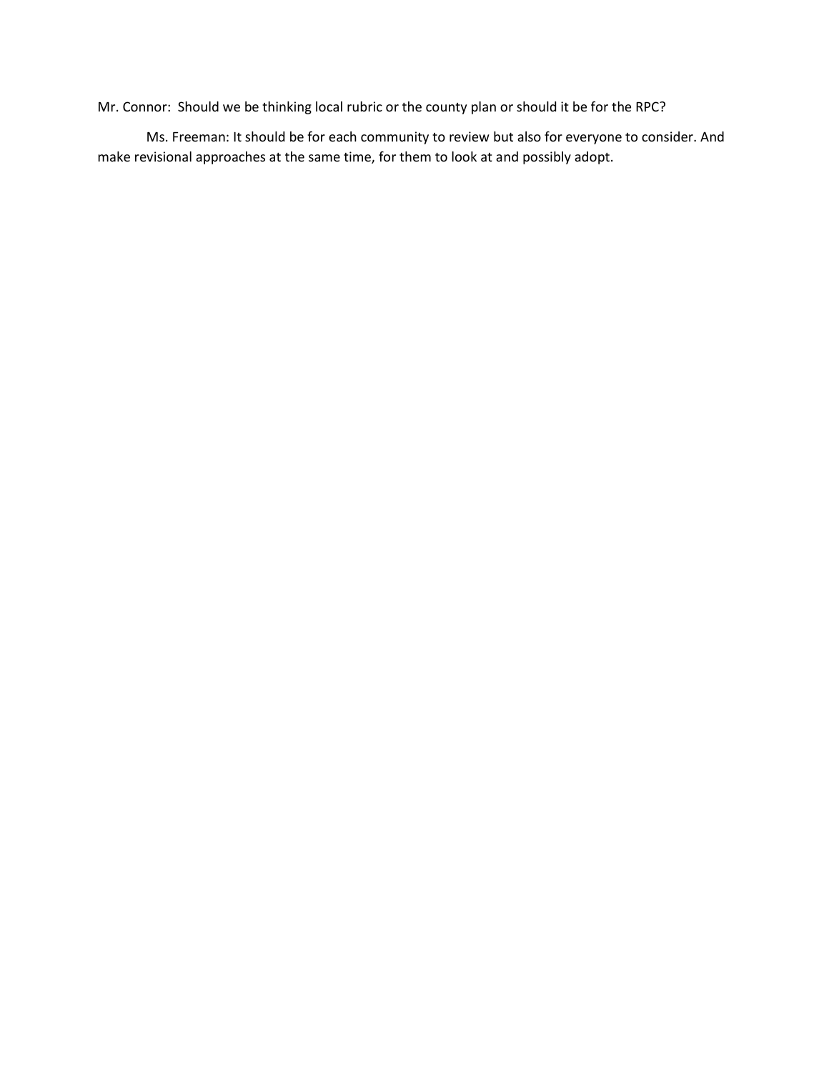Mr. Connor: Should we be thinking local rubric or the county plan or should it be for the RPC?

Ms. Freeman: It should be for each community to review but also for everyone to consider. And make revisional approaches at the same time, for them to look at and possibly adopt.